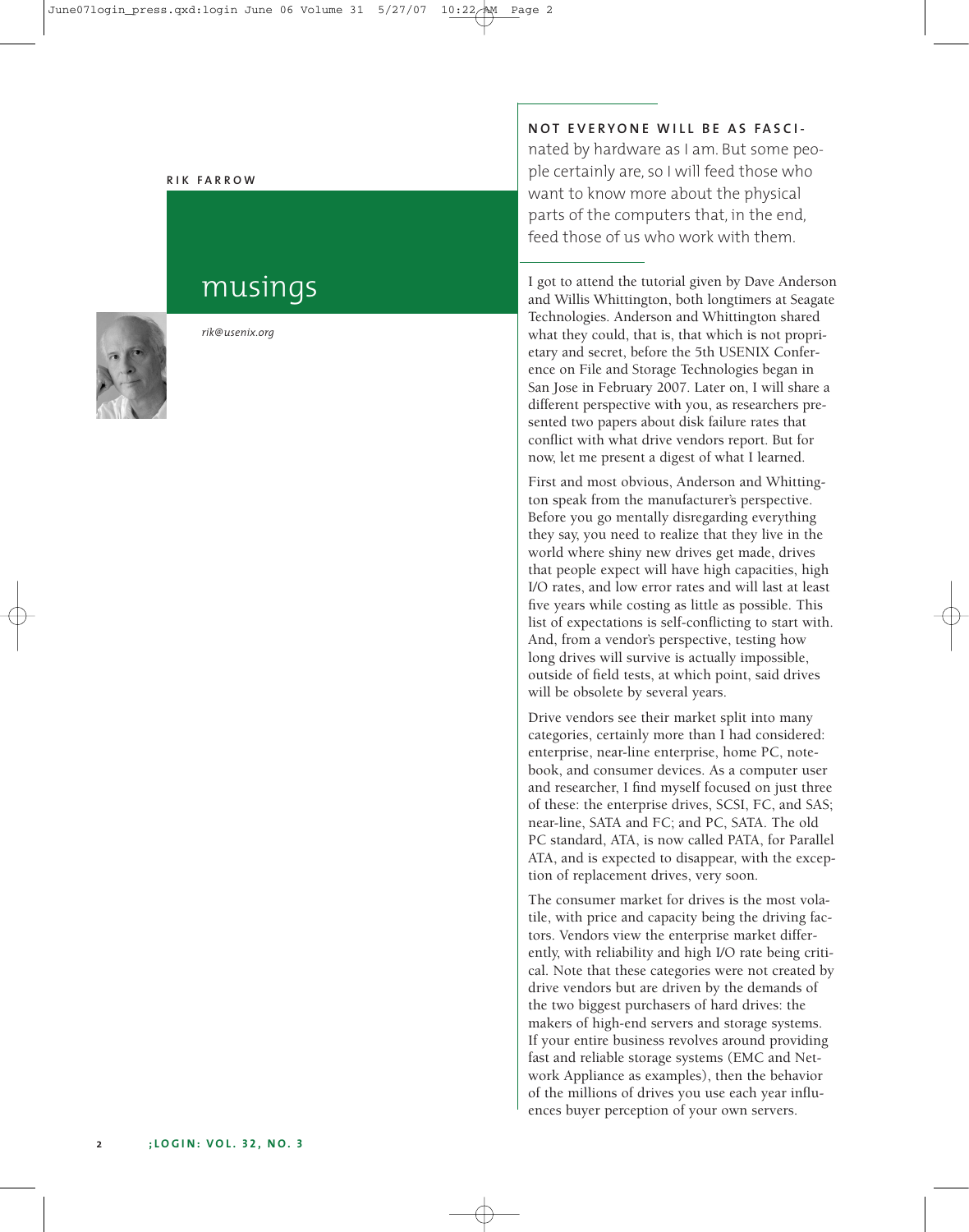RIK FARROW

# musings

*rik@usenix.org*

**NOT EVERYONE WILL BE AS FASCI-** nated by hardware as I am. But some people certainly are, so I will feed those who want to know more about the physical parts of the computers that, in the end, feed those of us who work with them.

I got to attend the tutorial given by Dave Anderson and Willis Whittington, both longtimers at Seagate Technologies. Anderson and Whittington shared what they could, that is, that which is not proprietary and secret, before the 5th USENIX Conference on File and Storage Technologies began in San Jose in February 2007. Later on, I will share a different perspective with you, as researchers presented two papers about disk failure rates that conflict with what drive vendors report. But for now, let me present a digest of what I learned.

First and most obvious, Anderson and Whittington speak from the manufacturer's perspective. Before you go mentally disregarding everything they say, you need to realize that they live in the world where shiny new drives get made, drives that people expect will have high capacities, high I/O rates, and low error rates and will last at least five years while costing as little as possible. This list of expectations is self-conflicting to start with. And, from a vendor's perspective, testing how long drives will survive is actually impossible, outside of field tests, at which point, said drives will be obsolete by several years.

Drive vendors see their market split into many categories, certainly more than I had considered: enterprise, near-line enterprise, home PC, notebook, and consumer devices. As a computer user and researcher, I find myself focused on just three of these: the enterprise drives, SCSI, FC, and SAS; near-line, SATA and FC; and PC, SATA. The old PC standard, ATA, is now called PATA, for Parallel ATA, and is expected to disappear, with the exception of replacement drives, very soon.

The consumer market for drives is the most volatile, with price and capacity being the driving factors. Vendors view the enterprise market differently, with reliability and high I/O rate being critical. Note that these categories were not created by drive vendors but are driven by the demands of the two biggest purchasers of hard drives: the makers of high-end servers and storage systems. If your entire business revolves around providing fast and reliable storage systems (EMC and Network Appliance as examples), then the behavior of the millions of drives you use each year influences buyer perception of your own servers.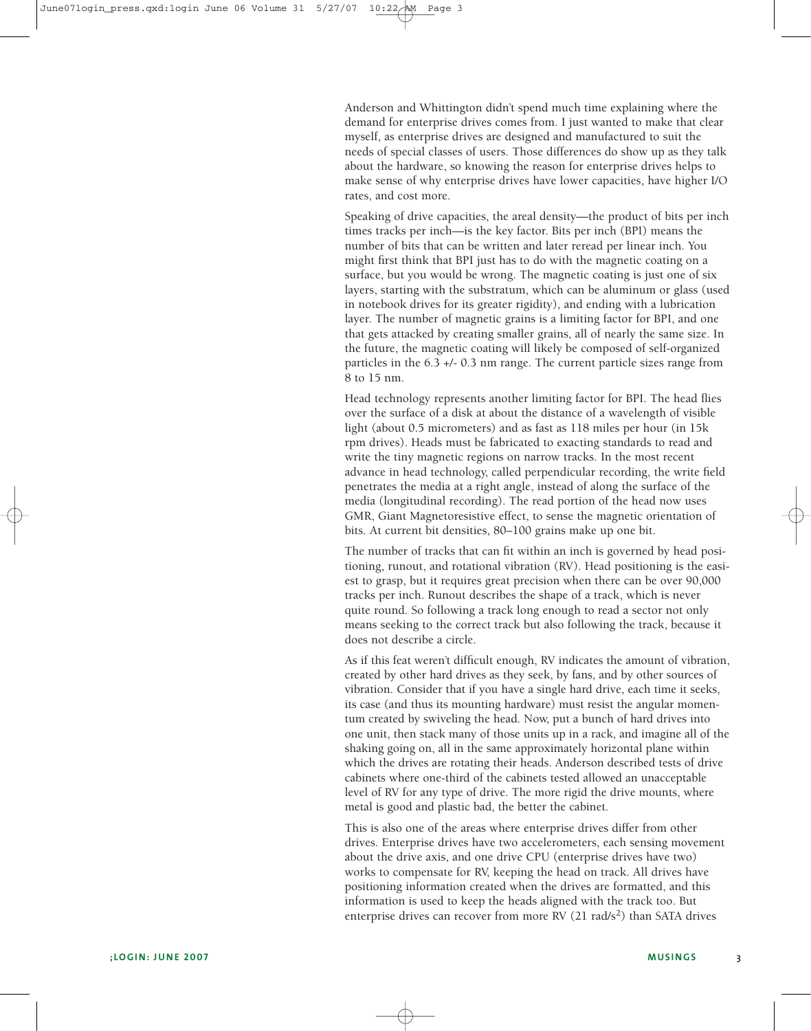Anderson and Whittington didn't spend much time explaining where the demand for enterprise drives comes from. I just wanted to make that clear myself, as enterprise drives are designed and manufactured to suit the needs of special classes of users. Those differences do show up as they talk about the hardware, so knowing the reason for enterprise drives helps to make sense of why enterprise drives have lower capacities, have higher I/O rates, and cost more.

Speaking of drive capacities, the areal density—the product of bits per inch times tracks per inch—is the key factor. Bits per inch (BPI) means the number of bits that can be written and later reread per linear inch. You might first think that BPI just has to do with the magnetic coating on a surface, but you would be wrong. The magnetic coating is just one of six layers, starting with the substratum, which can be aluminum or glass (used in notebook drives for its greater rigidity), and ending with a lubrication layer. The number of magnetic grains is a limiting factor for BPI, and one that gets attacked by creating smaller grains, all of nearly the same size. In the future, the magnetic coating will likely be composed of self-organized particles in the 6.3 +/- 0.3 nm range. The current particle sizes range from 8 to 15 nm.

Head technology represents another limiting factor for BPI. The head flies over the surface of a disk at about the distance of a wavelength of visible light (about 0.5 micrometers) and as fast as 118 miles per hour (in 15k rpm drives). Heads must be fabricated to exacting standards to read and write the tiny magnetic regions on narrow tracks. In the most recent advance in head technology, called perpendicular recording, the write field penetrates the media at a right angle, instead of along the surface of the media (longitudinal recording). The read portion of the head now uses GMR, Giant Magnetoresistive effect, to sense the magnetic orientation of bits. At current bit densities, 80–100 grains make up one bit.

The number of tracks that can fit within an inch is governed by head positioning, runout, and rotational vibration (RV). Head positioning is the easiest to grasp, but it requires great precision when there can be over 90,000 tracks per inch. Runout describes the shape of a track, which is never quite round. So following a track long enough to read a sector not only means seeking to the correct track but also following the track, because it does not describe a circle.

As if this feat weren't difficult enough, RV indicates the amount of vibration, created by other hard drives as they seek, by fans, and by other sources of vibration. Consider that if you have a single hard drive, each time it seeks, its case (and thus its mounting hardware) must resist the angular momentum created by swiveling the head. Now, put a bunch of hard drives into one unit, then stack many of those units up in a rack, and imagine all of the shaking going on, all in the same approximately horizontal plane within which the drives are rotating their heads. Anderson described tests of drive cabinets where one-third of the cabinets tested allowed an unacceptable level of RV for any type of drive. The more rigid the drive mounts, where metal is good and plastic bad, the better the cabinet.

This is also one of the areas where enterprise drives differ from other drives. Enterprise drives have two accelerometers, each sensing movement about the drive axis, and one drive CPU (enterprise drives have two) works to compensate for RV, keeping the head on track. All drives have positioning information created when the drives are formatted, and this information is used to keep the heads aligned with the track too. But enterprise drives can recover from more RV (21 rad/$s^2$) than SATA drives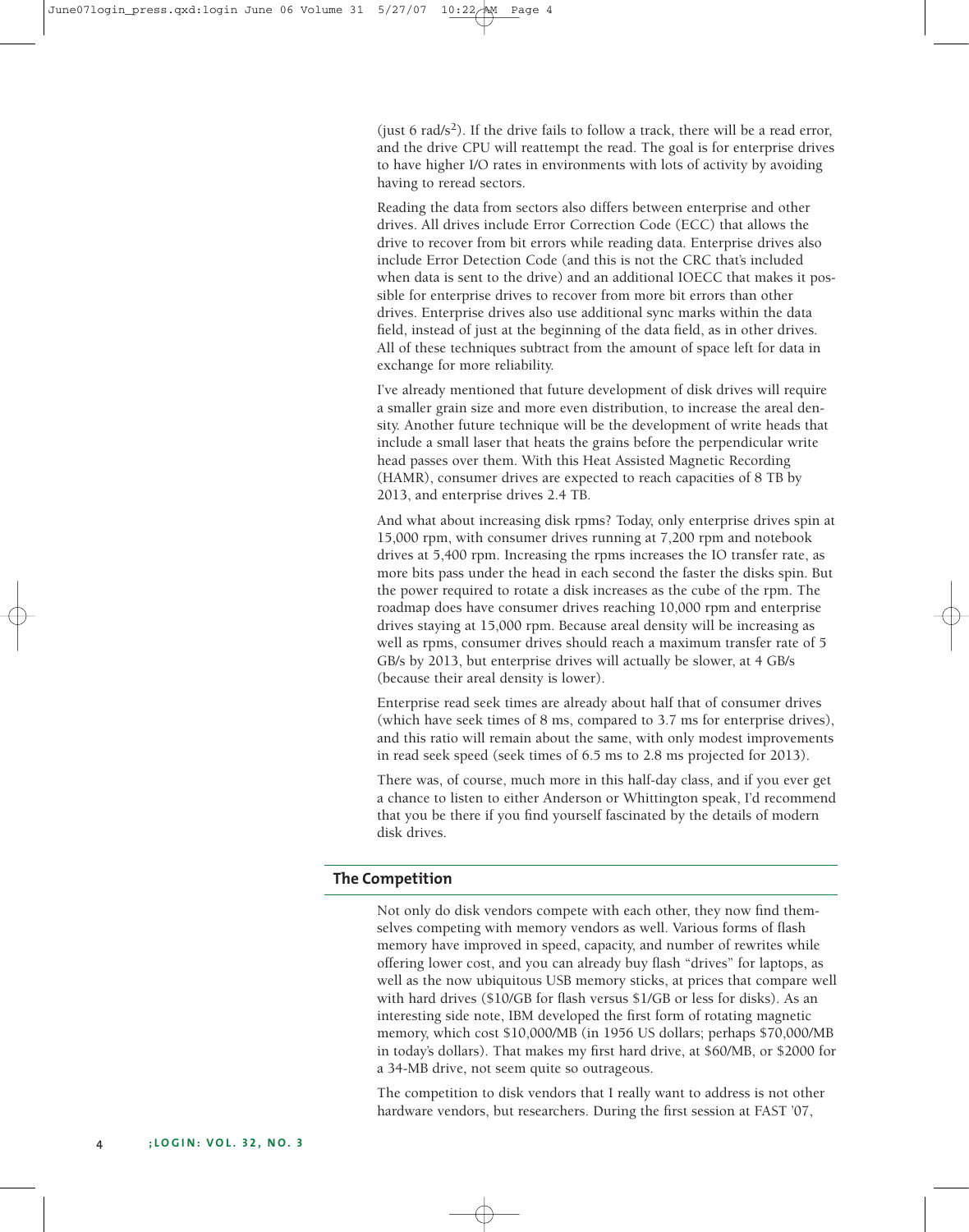(just 6 $rad/s^2$). If the drive fails to follow a track, there will be a read error, and the drive CPU will reattempt the read. The goal is for enterprise drives to have higher I/O rates in environments with lots of activity by avoiding having to reread sectors.

Reading the data from sectors also differs between enterprise and other drives. All drives include Error Correction Code (ECC) that allows the drive to recover from bit errors while reading data. Enterprise drives also include Error Detection Code (and this is not the CRC that's included when data is sent to the drive) and an additional IOECC that makes it possible for enterprise drives to recover from more bit errors than other drives. Enterprise drives also use additional sync marks within the data field, instead of just at the beginning of the data field, as in other drives. All of these techniques subtract from the amount of space left for data in exchange for more reliability.

I've already mentioned that future development of disk drives will require a smaller grain size and more even distribution, to increase the areal density. Another future technique will be the development of write heads that include a small laser that heats the grains before the perpendicular write head passes over them. With this Heat Assisted Magnetic Recording (HAMR), consumer drives are expected to reach capacities of 8 TB by 2013, and enterprise drives 2.4 TB.

And what about increasing disk rpms? Today, only enterprise drives spin at 15,000 rpm, with consumer drives running at 7,200 rpm and notebook drives at 5,400 rpm. Increasing the rpms increases the IO transfer rate, as more bits pass under the head in each second the faster the disks spin. But the power required to rotate a disk increases as the cube of the rpm. The roadmap does have consumer drives reaching 10,000 rpm and enterprise drives staying at 15,000 rpm. Because areal density will be increasing as well as rpms, consumer drives should reach a maximum transfer rate of 5 GB/s by 2013, but enterprise drives will actually be slower, at 4 GB/s (because their areal density is lower).

Enterprise read seek times are already about half that of consumer drives (which have seek times of 8 ms, compared to 3.7 ms for enterprise drives), and this ratio will remain about the same, with only modest improvements in read seek speed (seek times of 6.5 ms to 2.8 ms projected for 2013).

There was, of course, much more in this half-day class, and if you ever get a chance to listen to either Anderson or Whittington speak, I'd recommend that you be there if you find yourself fascinated by the details of modern disk drives.

## The Competition

Not only do disk vendors compete with each other, they now find themselves competing with memory vendors as well. Various forms of flash memory have improved in speed, capacity, and number of rewrites while offering lower cost, and you can already buy flash "drives" for laptops, as well as the now ubiquitous USB memory sticks, at prices that compare well with hard drives ($10/GB for flash versus $1/GB or less for disks). As an interesting side note, IBM developed the first form of rotating magnetic memory, which cost $10,000/MB (in 1956 US dollars; perhaps $70,000/MB in today's dollars). That makes my first hard drive, at $60/MB, or $2000 for a 34-MB drive, not seem quite so outrageous.

The competition to disk vendors that I really want to address is not other hardware vendors, but researchers. During the first session at FAST '07,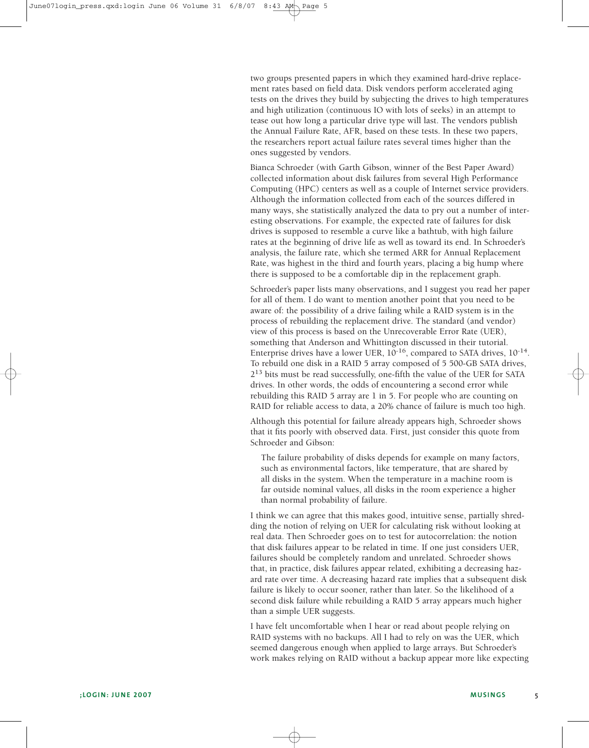two groups presented papers in which they examined hard-drive replacement rates based on field data. Disk vendors perform accelerated aging tests on the drives they build by subjecting the drives to high temperatures and high utilization (continuous IO with lots of seeks) in an attempt to tease out how long a particular drive type will last. The vendors publish the Annual Failure Rate, AFR, based on these tests. In these two papers, the researchers report actual failure rates several times higher than the ones suggested by vendors.

Bianca Schroeder (with Garth Gibson, winner of the Best Paper Award) collected information about disk failures from several High Performance Computing (HPC) centers as well as a couple of Internet service providers. Although the information collected from each of the sources differed in many ways, she statistically analyzed the data to pry out a number of interesting observations. For example, the expected rate of failures for disk drives is supposed to resemble a curve like a bathtub, with high failure rates at the beginning of drive life as well as toward its end. In Schroeder's analysis, the failure rate, which she termed ARR for Annual Replacement Rate, was highest in the third and fourth years, placing a big hump where there is supposed to be a comfortable dip in the replacement graph.

Schroeder's paper lists many observations, and I suggest you read her paper for all of them. I do want to mention another point that you need to be aware of: the possibility of a drive failing while a RAID system is in the process of rebuilding the replacement drive. The standard (and vendor) view of this process is based on the Unrecoverable Error Rate (UER), something that Anderson and Whittington discussed in their tutorial. Enterprise drives have a lower UER, $10^{-16}$, compared to SATA drives, $10^{-14}$. To rebuild one disk in a RAID 5 array composed of 5 500-GB SATA drives, $2^{13}$ bits must be read successfully, one-fifth the value of the UER for SATA drives. In other words, the odds of encountering a second error while rebuilding this RAID 5 array are 1 in 5. For people who are counting on RAID for reliable access to data, a 20% chance of failure is much too high.

Although this potential for failure already appears high, Schroeder shows that it fits poorly with observed data. First, just consider this quote from Schroeder and Gibson:

> The failure probability of disks depends for example on many factors, such as environmental factors, like temperature, that are shared by all disks in the system. When the temperature in a machine room is far outside nominal values, all disks in the room experience a higher than normal probability of failure.

I think we can agree that this makes good, intuitive sense, partially shredding the notion of relying on UER for calculating risk without looking at real data. Then Schroeder goes on to test for autocorrelation: the notion that disk failures appear to be related in time. If one just considers UER, failures should be completely random and unrelated. Schroeder shows that, in practice, disk failures appear related, exhibiting a decreasing hazard rate over time. A decreasing hazard rate implies that a subsequent disk failure is likely to occur sooner, rather than later. So the likelihood of a second disk failure while rebuilding a RAID 5 array appears much higher than a simple UER suggests.

I have felt uncomfortable when I hear or read about people relying on RAID systems with no backups. All I had to rely on was the UER, which seemed dangerous enough when applied to large arrays. But Schroeder's work makes relying on RAID without a backup appear more like expecting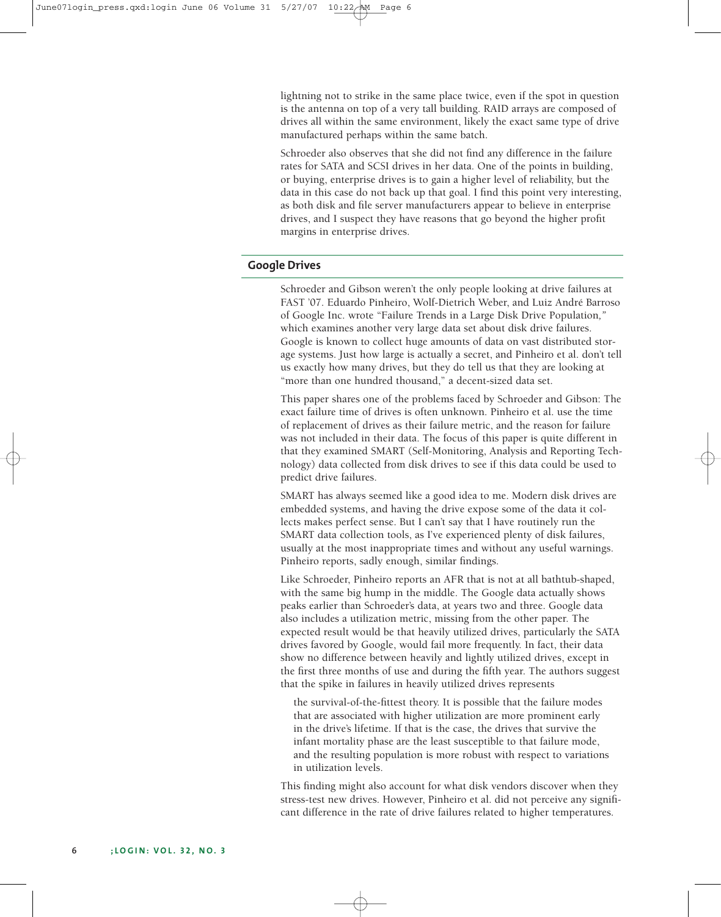lightning not to strike in the same place twice, even if the spot in question is the antenna on top of a very tall building. RAID arrays are composed of drives all within the same environment, likely the exact same type of drive manufactured perhaps within the same batch.

Schroeder also observes that she did not find any difference in the failure rates for SATA and SCSI drives in her data. One of the points in building, or buying, enterprise drives is to gain a higher level of reliability, but the data in this case do not back up that goal. I find this point very interesting, as both disk and file server manufacturers appear to believe in enterprise drives, and I suspect they have reasons that go beyond the higher profit margins in enterprise drives.

## Google Drives

Schroeder and Gibson weren't the only people looking at drive failures at FAST '07. Eduardo Pinheiro, Wolf-Dietrich Weber, and Luiz André Barroso of Google Inc. wrote "Failure Trends in a Large Disk Drive Population," which examines another very large data set about disk drive failures. Google is known to collect huge amounts of data on vast distributed storage systems. Just how large is actually a secret, and Pinheiro et al. don't tell us exactly how many drives, but they do tell us that they are looking at "more than one hundred thousand," a decent-sized data set.

This paper shares one of the problems faced by Schroeder and Gibson: The exact failure time of drives is often unknown. Pinheiro et al. use the time of replacement of drives as their failure metric, and the reason for failure was not included in their data. The focus of this paper is quite different in that they examined SMART (Self-Monitoring, Analysis and Reporting Technology) data collected from disk drives to see if this data could be used to predict drive failures.

SMART has always seemed like a good idea to me. Modern disk drives are embedded systems, and having the drive expose some of the data it collects makes perfect sense. But I can't say that I have routinely run the SMART data collection tools, as I've experienced plenty of disk failures, usually at the most inappropriate times and without any useful warnings. Pinheiro reports, sadly enough, similar findings.

Like Schroeder, Pinheiro reports an AFR that is not at all bathtub-shaped, with the same big hump in the middle. The Google data actually shows peaks earlier than Schroeder's data, at years two and three. Google data also includes a utilization metric, missing from the other paper. The expected result would be that heavily utilized drives, particularly the SATA drives favored by Google, would fail more frequently. In fact, their data show no difference between heavily and lightly utilized drives, except in the first three months of use and during the fifth year. The authors suggest that the spike in failures in heavily utilized drives represents

> the survival-of-the-fittest theory. It is possible that the failure modes that are associated with higher utilization are more prominent early in the drive's lifetime. If that is the case, the drives that survive the infant mortality phase are the least susceptible to that failure mode, and the resulting population is more robust with respect to variations in utilization levels.

This finding might also account for what disk vendors discover when they stress-test new drives. However, Pinheiro et al. did not perceive any significant difference in the rate of drive failures related to higher temperatures.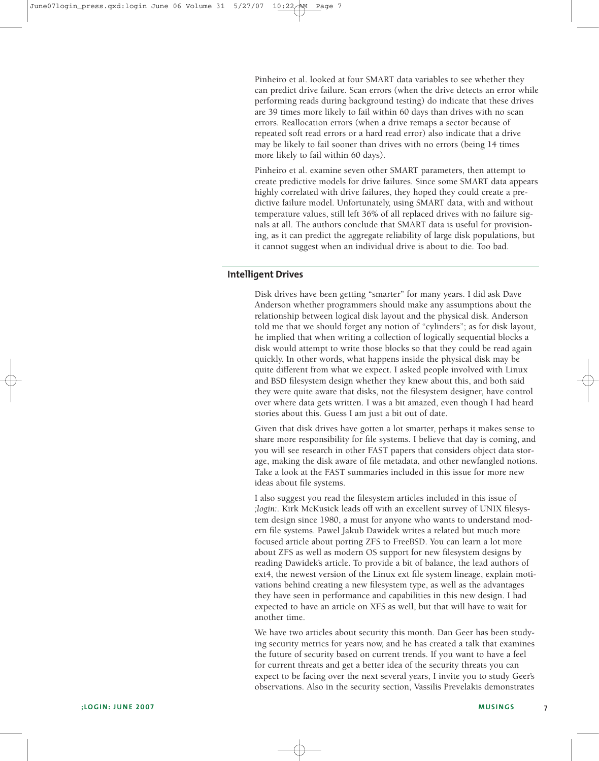Pinheiro et al. looked at four SMART data variables to see whether they can predict drive failure. Scan errors (when the drive detects an error while performing reads during background testing) do indicate that these drives are 39 times more likely to fail within 60 days than drives with no scan errors. Reallocation errors (when a drive remaps a sector because of repeated soft read errors or a hard read error) also indicate that a drive may be likely to fail sooner than drives with no errors (being 14 times more likely to fail within 60 days).

Pinheiro et al. examine seven other SMART parameters, then attempt to create predictive models for drive failures. Since some SMART data appears highly correlated with drive failures, they hoped they could create a predictive failure model. Unfortunately, using SMART data, with and without temperature values, still left 36% of all replaced drives with no failure signals at all. The authors conclude that SMART data is useful for provisioning, as it can predict the aggregate reliability of large disk populations, but it cannot suggest when an individual drive is about to die. Too bad.

## Intelligent Drives

Disk drives have been getting "smarter" for many years. I did ask Dave Anderson whether programmers should make any assumptions about the relationship between logical disk layout and the physical disk. Anderson told me that we should forget any notion of "cylinders"; as for disk layout, he implied that when writing a collection of logically sequential blocks a disk would attempt to write those blocks so that they could be read again quickly. In other words, what happens inside the physical disk may be quite different from what we expect. I asked people involved with Linux and BSD filesystem design whether they knew about this, and both said they were quite aware that disks, not the filesystem designer, have control over where data gets written. I was a bit amazed, even though I had heard stories about this. Guess I am just a bit out of date.

Given that disk drives have gotten a lot smarter, perhaps it makes sense to share more responsibility for file systems. I believe that day is coming, and you will see research in other FAST papers that considers object data storage, making the disk aware of file metadata, and other newfangled notions. Take a look at the FAST summaries included in this issue for more new ideas about file systems.

I also suggest you read the filesystem articles included in this issue of *;login:*. Kirk McKusick leads off with an excellent survey of UNIX filesystem design since 1980, a must for anyone who wants to understand modern file systems. Pawel Jakub Dawidek writes a related but much more focused article about porting ZFS to FreeBSD. You can learn a lot more about ZFS as well as modern OS support for new filesystem designs by reading Dawidek's article. To provide a bit of balance, the lead authors of ext4, the newest version of the Linux ext file system lineage, explain motivations behind creating a new filesystem type, as well as the advantages they have seen in performance and capabilities in this new design. I had expected to have an article on XFS as well, but that will have to wait for another time.

We have two articles about security this month. Dan Geer has been studying security metrics for years now, and he has created a talk that examines the future of security based on current trends. If you want to have a feel for current threats and get a better idea of the security threats you can expect to be facing over the next several years, I invite you to study Geer's observations. Also in the security section, Vassilis Prevelakis demonstrates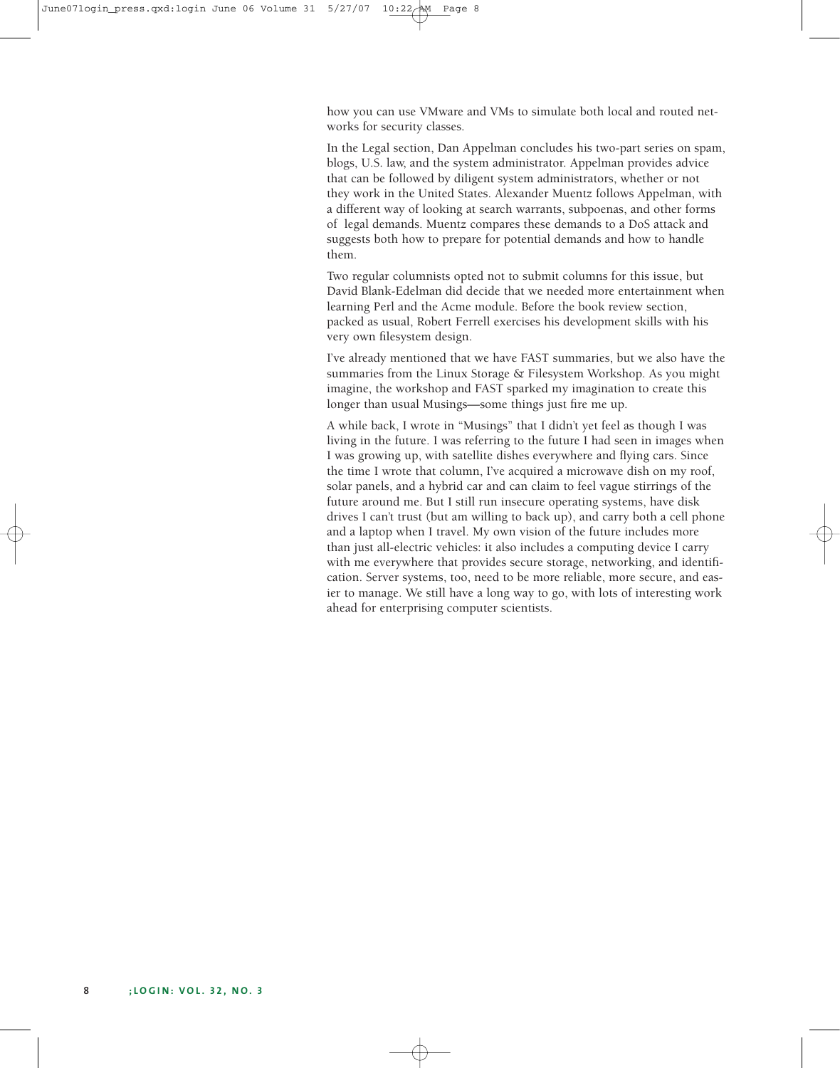how you can use VMware and VMs to simulate both local and routed networks for security classes.

In the Legal section, Dan Appelman concludes his two-part series on spam, blogs, U.S. law, and the system administrator. Appelman provides advice that can be followed by diligent system administrators, whether or not they work in the United States. Alexander Muentz follows Appelman, with a different way of looking at search warrants, subpoenas, and other forms of legal demands. Muentz compares these demands to a DoS attack and suggests both how to prepare for potential demands and how to handle them.

Two regular columnists opted not to submit columns for this issue, but David Blank-Edelman did decide that we needed more entertainment when learning Perl and the Acme module. Before the book review section, packed as usual, Robert Ferrell exercises his development skills with his very own filesystem design.

I've already mentioned that we have FAST summaries, but we also have the summaries from the Linux Storage & Filesystem Workshop. As you might imagine, the workshop and FAST sparked my imagination to create this longer than usual Musings—some things just fire me up.

A while back, I wrote in "Musings" that I didn't yet feel as though I was living in the future. I was referring to the future I had seen in images when I was growing up, with satellite dishes everywhere and flying cars. Since the time I wrote that column, I've acquired a microwave dish on my roof, solar panels, and a hybrid car and can claim to feel vague stirrings of the future around me. But I still run insecure operating systems, have disk drives I can't trust (but am willing to back up), and carry both a cell phone and a laptop when I travel. My own vision of the future includes more than just all-electric vehicles: it also includes a computing device I carry with me everywhere that provides secure storage, networking, and identification. Server systems, too, need to be more reliable, more secure, and easier to manage. We still have a long way to go, with lots of interesting work ahead for enterprising computer scientists.